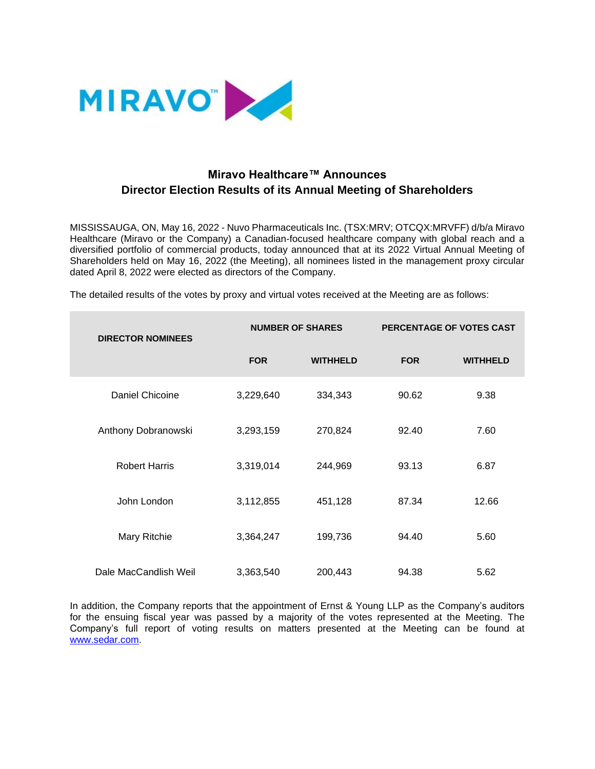# Miravo Healthcare™ Announces Director Election Results of its Annual Meeting of Shareholders

MISSISSAUGA, ON, May 16, 2022 - Nuvo Pharmaceuticals Inc. (TSX:MRV; OTCQX:MRVFF) d/b/a Miravo Healthcare (Miravo or the Company) a Canadian-focused healthcare company with global reach and a diversified portfolio of commercial products, today announced that at its 2022 Virtual Annual Meeting of Shareholders held on May 16, 2022 (the Meeting), all nominees listed in the management proxy circular dated April 8, 2022 were elected as directors of the Company.

The detailed results of the votes by proxy and virtual votes received at the Meeting are as follows:

| DIRECTOR NOMINEES | NUMBER OF SHARES | | PERCENTAGE OF VOTES CAST | |
|---|---|---|---|---|
| | FOR | WITHHELD | FOR | WITHHELD |
| Daniel Chicoine | 3,229,640 | 334,343 | 90.62 | 9.38 |
| Anthony Dobranowski | 3,293,159 | 270,824 | 92.40 | 7.60 |
| Robert Harris | 3,319,014 | 244,969 | 93.13 | 6.87 |
| John London | 3,112,855 | 451,128 | 87.34 | 12.66 |
| Mary Ritchie | 3,364,247 | 199,736 | 94.40 | 5.60 |
| Dale MacCandlish Weil | 3,363,540 | 200,443 | 94.38 | 5.62 |

In addition, the Company reports that the appointment of Ernst & Young LLP as the Company's auditors for the ensuing fiscal year was passed by a majority of the votes represented at the Meeting. The Company's full report of voting results on matters presented at the Meeting can be found at [www.sedar.com](http://www.sedar.com).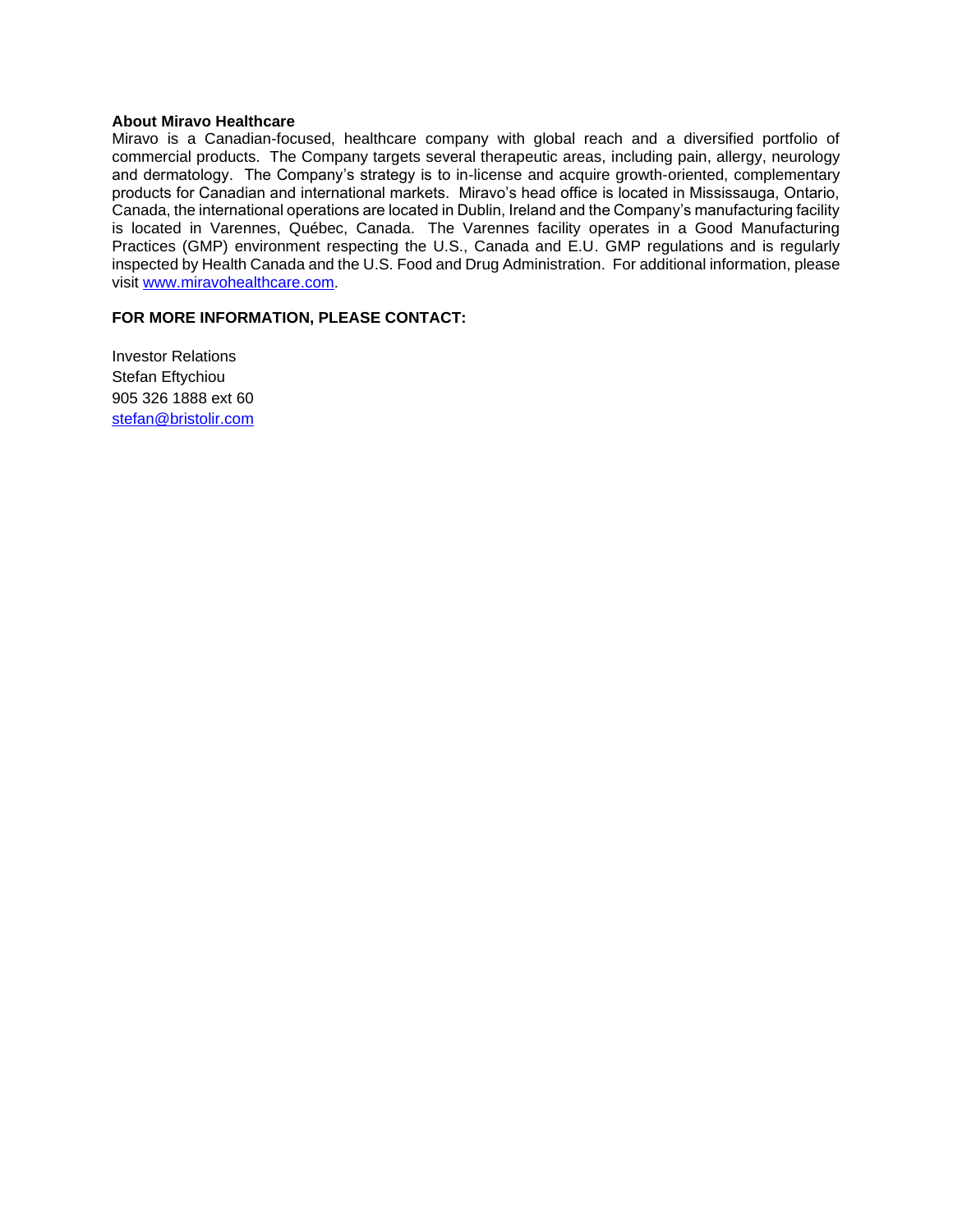**About Miravo Healthcare**

Miravo is a Canadian-focused, healthcare company with global reach and a diversified portfolio of commercial products. The Company targets several therapeutic areas, including pain, allergy, neurology and dermatology. The Company's strategy is to in-license and acquire growth-oriented, complementary products for Canadian and international markets. Miravo's head office is located in Mississauga, Ontario, Canada, the international operations are located in Dublin, Ireland and the Company's manufacturing facility is located in Varennes, Québec, Canada. The Varennes facility operates in a Good Manufacturing Practices (GMP) environment respecting the U.S., Canada and E.U. GMP regulations and is regularly inspected by Health Canada and the U.S. Food and Drug Administration. For additional information, please visit www.miravohealthcare.com.

**FOR MORE INFORMATION, PLEASE CONTACT:**

Investor Relations
Stefan Eftychiou
905 326 1888 ext 60
stefan@bristolir.com